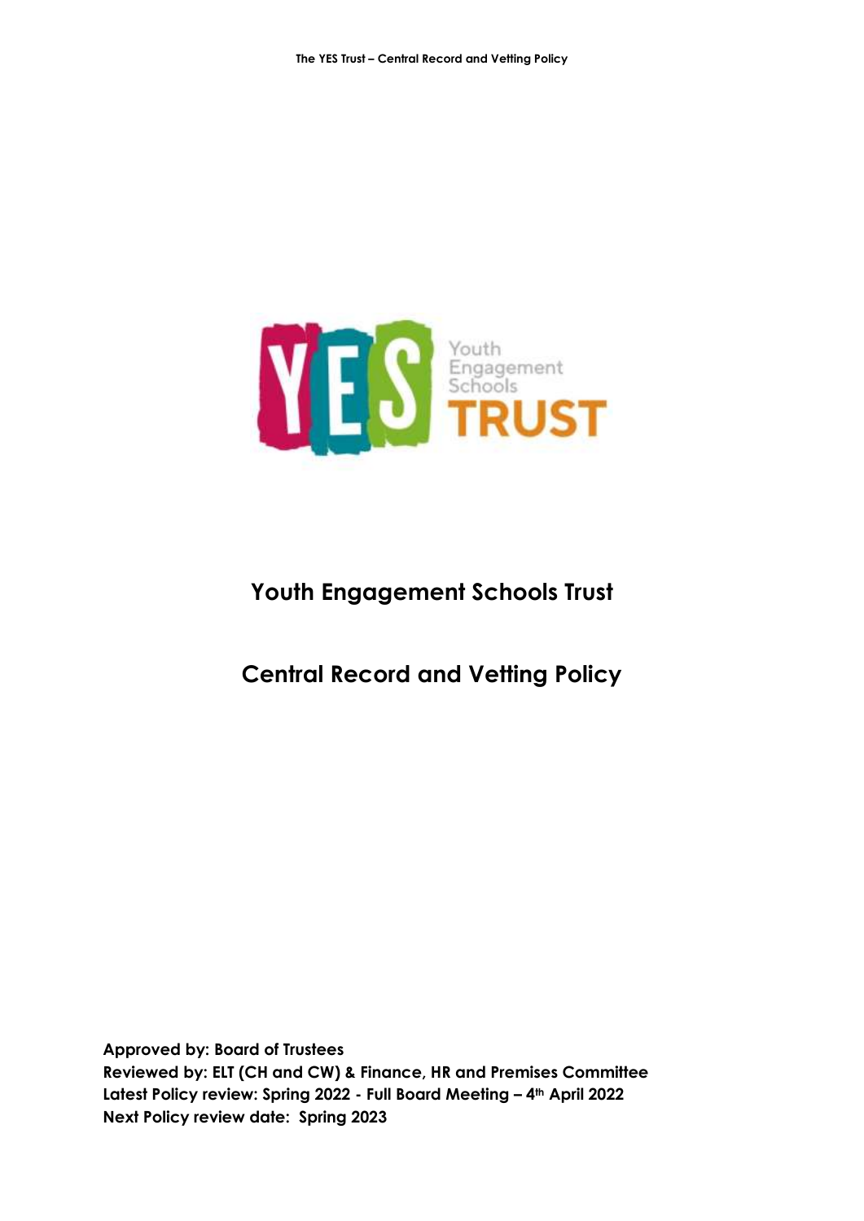# Youth Engagement Schools Trust

## Central Record and Vetting Policy

**Approved by: Board of Trustees**
**Reviewed by: ELT (CH and CW) & Finance, HR and Premises Committee**
**Latest Policy review: Spring 2022 - Full Board Meeting – 4th April 2022**
**Next Policy review date: Spring 2023**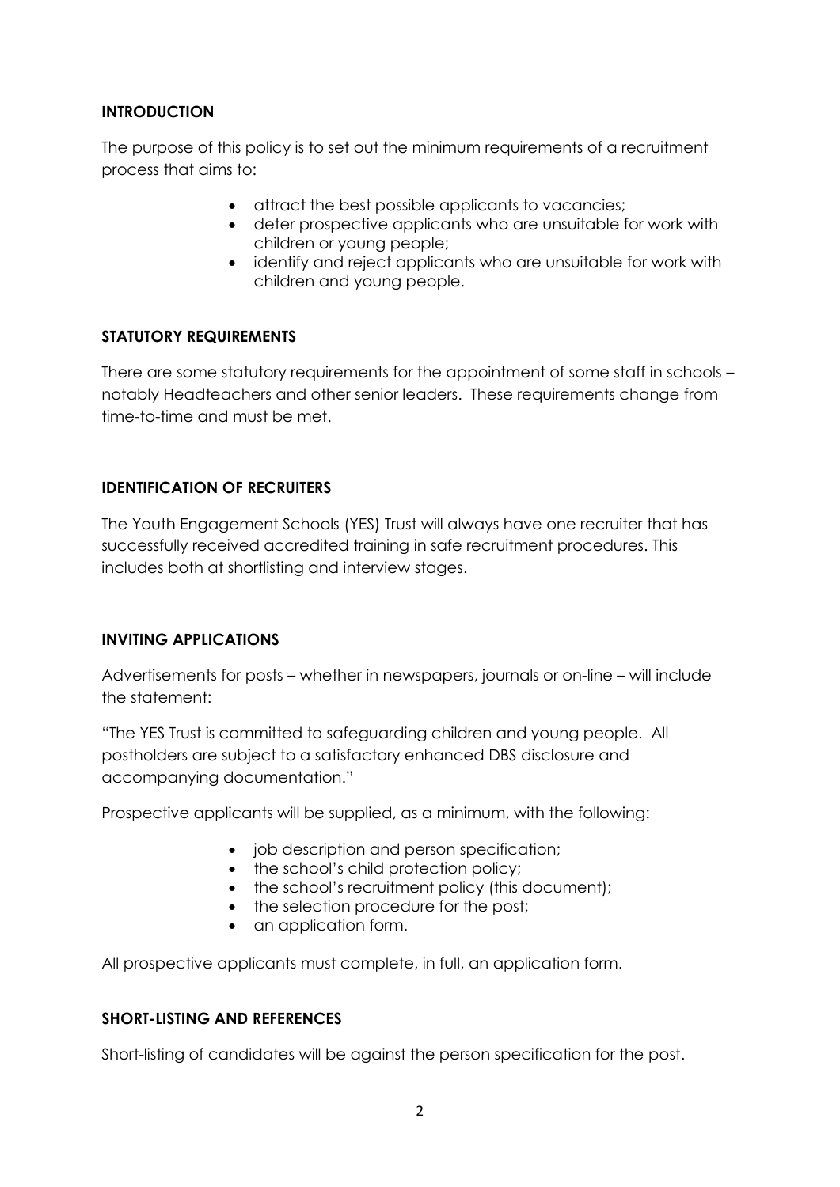## INTRODUCTION

The purpose of this policy is to set out the minimum requirements of a recruitment process that aims to:

- attract the best possible applicants to vacancies;
- deter prospective applicants who are unsuitable for work with children or young people;
- identify and reject applicants who are unsuitable for work with children and young people.

## STATUTORY REQUIREMENTS

There are some statutory requirements for the appointment of some staff in schools – notably Headteachers and other senior leaders. These requirements change from time-to-time and must be met.

## IDENTIFICATION OF RECRUITERS

The Youth Engagement Schools (YES) Trust will always have one recruiter that has successfully received accredited training in safe recruitment procedures. This includes both at shortlisting and interview stages.

## INVITING APPLICATIONS

Advertisements for posts – whether in newspapers, journals or on-line – will include the statement:

"The YES Trust is committed to safeguarding children and young people. All postholders are subject to a satisfactory enhanced DBS disclosure and accompanying documentation."

Prospective applicants will be supplied, as a minimum, with the following:

- job description and person specification;
- the school's child protection policy;
- the school's recruitment policy (this document);
- the selection procedure for the post;
- an application form.

All prospective applicants must complete, in full, an application form.

## SHORT-LISTING AND REFERENCES

Short-listing of candidates will be against the person specification for the post.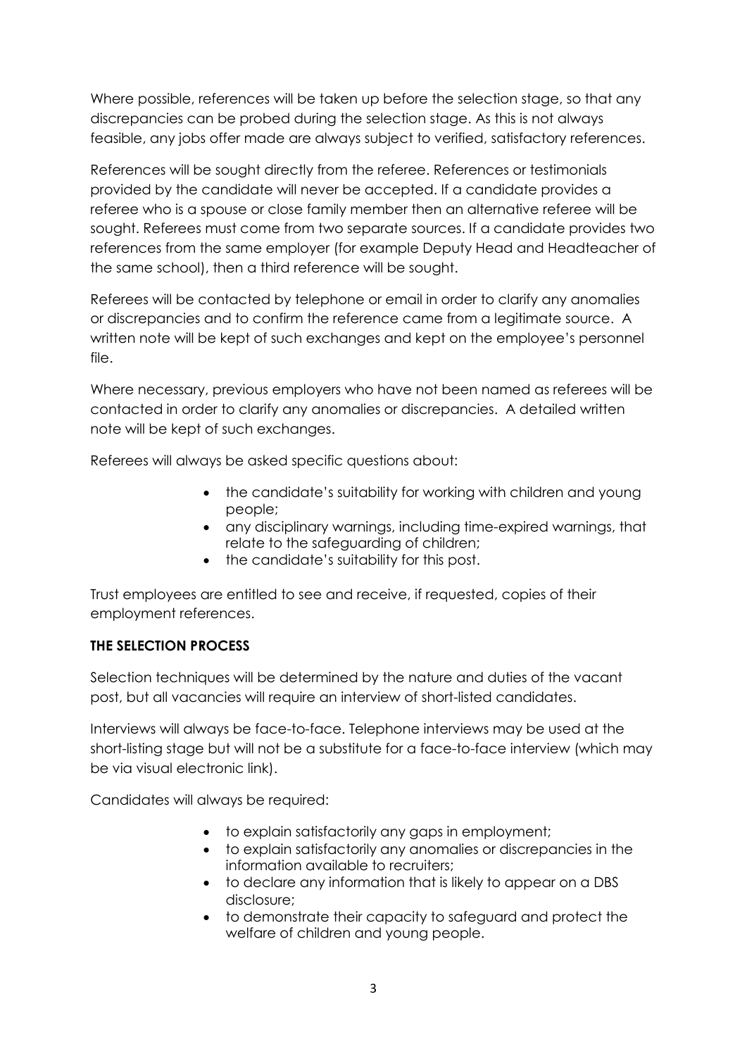Where possible, references will be taken up before the selection stage, so that any discrepancies can be probed during the selection stage. As this is not always feasible, any jobs offer made are always subject to verified, satisfactory references.

References will be sought directly from the referee. References or testimonials provided by the candidate will never be accepted. If a candidate provides a referee who is a spouse or close family member then an alternative referee will be sought. Referees must come from two separate sources. If a candidate provides two references from the same employer (for example Deputy Head and Headteacher of the same school), then a third reference will be sought.

Referees will be contacted by telephone or email in order to clarify any anomalies or discrepancies and to confirm the reference came from a legitimate source. A written note will be kept of such exchanges and kept on the employee's personnel file.

Where necessary, previous employers who have not been named as referees will be contacted in order to clarify any anomalies or discrepancies. A detailed written note will be kept of such exchanges.

Referees will always be asked specific questions about:

- the candidate's suitability for working with children and young people;
- any disciplinary warnings, including time-expired warnings, that relate to the safeguarding of children;
- the candidate's suitability for this post.

Trust employees are entitled to see and receive, if requested, copies of their employment references.

**THE SELECTION PROCESS**

Selection techniques will be determined by the nature and duties of the vacant post, but all vacancies will require an interview of short-listed candidates.

Interviews will always be face-to-face. Telephone interviews may be used at the short-listing stage but will not be a substitute for a face-to-face interview (which may be via visual electronic link).

Candidates will always be required:

- to explain satisfactorily any gaps in employment;
- to explain satisfactorily any anomalies or discrepancies in the information available to recruiters;
- to declare any information that is likely to appear on a DBS disclosure;
- to demonstrate their capacity to safeguard and protect the welfare of children and young people.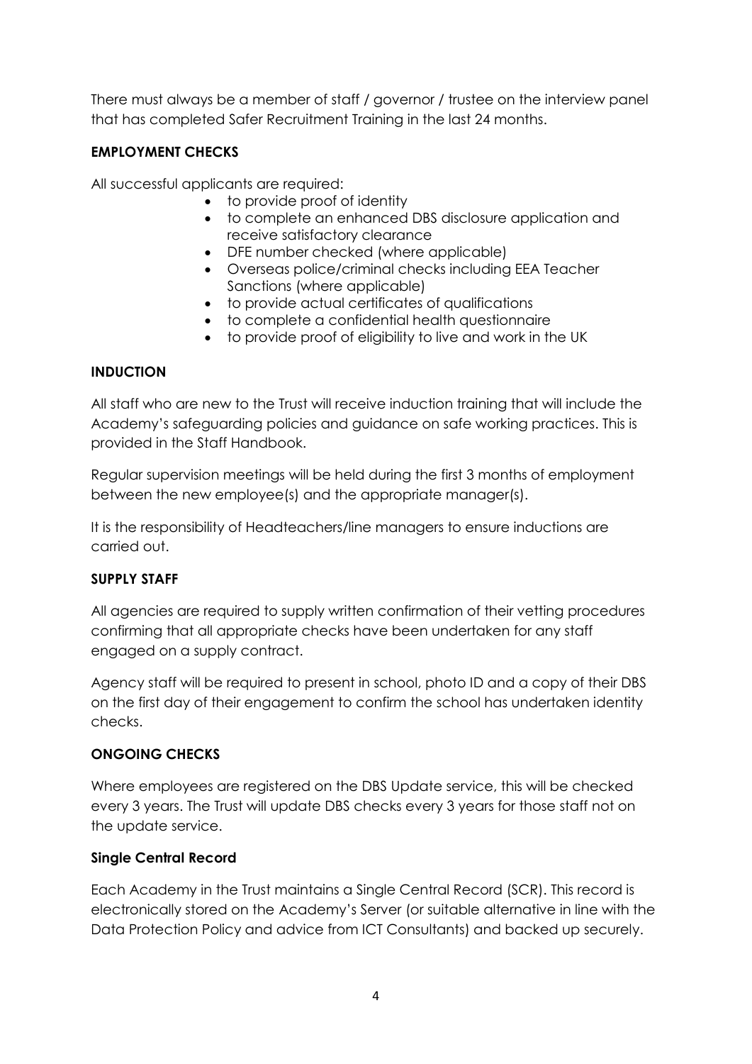There must always be a member of staff / governor / trustee on the interview panel that has completed Safer Recruitment Training in the last 24 months.

**EMPLOYMENT CHECKS**

All successful applicants are required:

- to provide proof of identity
- to complete an enhanced DBS disclosure application and receive satisfactory clearance
- DFE number checked (where applicable)
- Overseas police/criminal checks including EEA Teacher Sanctions (where applicable)
- to provide actual certificates of qualifications
- to complete a confidential health questionnaire
- to provide proof of eligibility to live and work in the UK

**INDUCTION**

All staff who are new to the Trust will receive induction training that will include the Academy's safeguarding policies and guidance on safe working practices. This is provided in the Staff Handbook.

Regular supervision meetings will be held during the first 3 months of employment between the new employee(s) and the appropriate manager(s).

It is the responsibility of Headteachers/line managers to ensure inductions are carried out.

**SUPPLY STAFF**

All agencies are required to supply written confirmation of their vetting procedures confirming that all appropriate checks have been undertaken for any staff engaged on a supply contract.

Agency staff will be required to present in school, photo ID and a copy of their DBS on the first day of their engagement to confirm the school has undertaken identity checks.

**ONGOING CHECKS**

Where employees are registered on the DBS Update service, this will be checked every 3 years. The Trust will update DBS checks every 3 years for those staff not on the update service.

**Single Central Record**

Each Academy in the Trust maintains a Single Central Record (SCR). This record is electronically stored on the Academy's Server (or suitable alternative in line with the Data Protection Policy and advice from ICT Consultants) and backed up securely.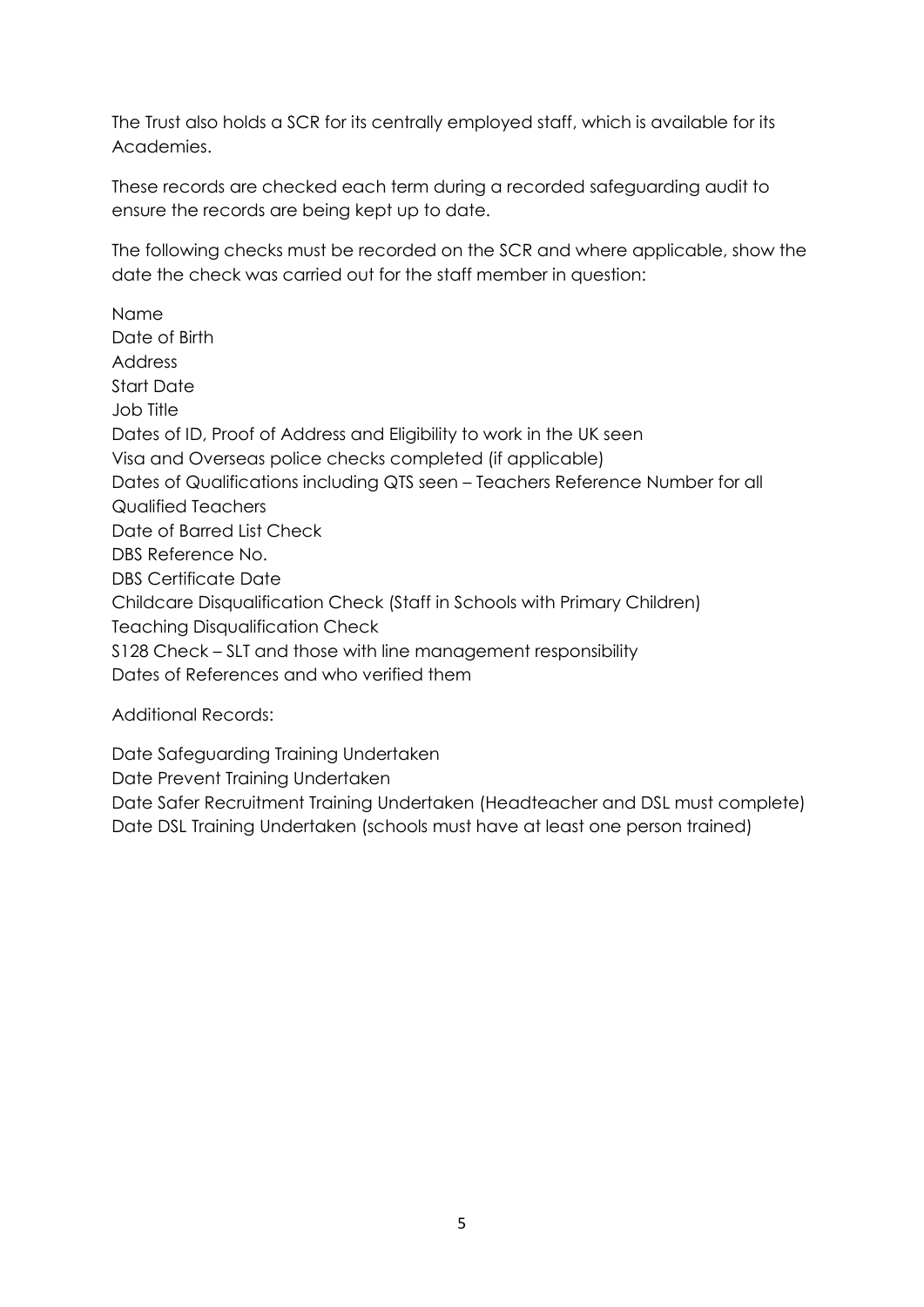The Trust also holds a SCR for its centrally employed staff, which is available for its Academies.

These records are checked each term during a recorded safeguarding audit to ensure the records are being kept up to date.

The following checks must be recorded on the SCR and where applicable, show the date the check was carried out for the staff member in question:

Name
Date of Birth
Address
Start Date
Job Title
Dates of ID, Proof of Address and Eligibility to work in the UK seen
Visa and Overseas police checks completed (if applicable)
Dates of Qualifications including QTS seen – Teachers Reference Number for all Qualified Teachers
Date of Barred List Check
DBS Reference No.
DBS Certificate Date
Childcare Disqualification Check (Staff in Schools with Primary Children)
Teaching Disqualification Check
S128 Check – SLT and those with line management responsibility
Dates of References and who verified them

Additional Records:

Date Safeguarding Training Undertaken
Date Prevent Training Undertaken
Date Safer Recruitment Training Undertaken (Headteacher and DSL must complete)
Date DSL Training Undertaken (schools must have at least one person trained)